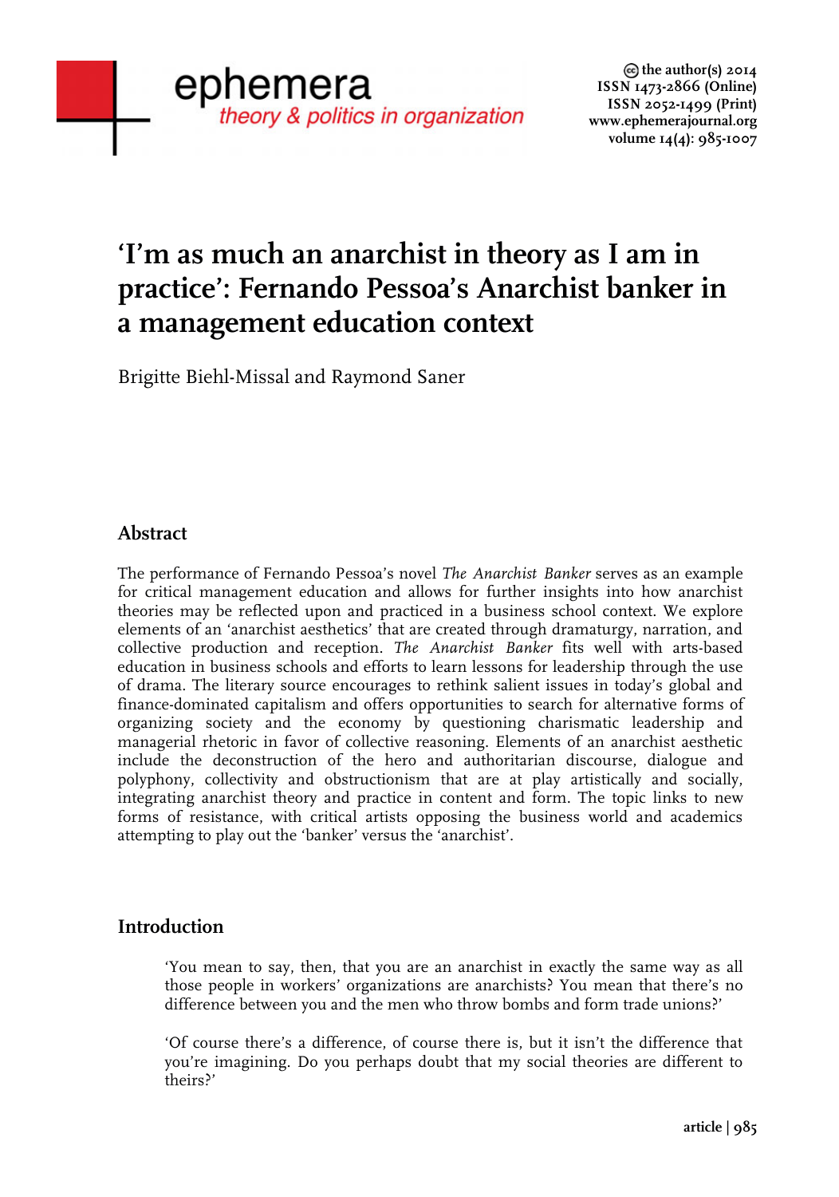# ‘I’m as much an anarchist in theory as I am in practice’: Fernando Pessoa’s Anarchist banker in a management education context

Brigitte Biehl-Missal and Raymond Saner

## Abstract

The performance of Fernando Pessoa’s novel *The Anarchist Banker* serves as an example for critical management education and allows for further insights into how anarchist theories may be reflected upon and practiced in a business school context. We explore elements of an ‘anarchist aesthetics’ that are created through dramaturgy, narration, and collective production and reception. *The Anarchist Banker* fits well with arts-based education in business schools and efforts to learn lessons for leadership through the use of drama. The literary source encourages to rethink salient issues in today’s global and finance-dominated capitalism and offers opportunities to search for alternative forms of organizing society and the economy by questioning charismatic leadership and managerial rhetoric in favor of collective reasoning. Elements of an anarchist aesthetic include the deconstruction of the hero and authoritarian discourse, dialogue and polyphony, collectivity and obstructionism that are at play artistically and socially, integrating anarchist theory and practice in content and form. The topic links to new forms of resistance, with critical artists opposing the business world and academics attempting to play out the ‘banker’ versus the ‘anarchist’.

## Introduction

> ‘You mean to say, then, that you are an anarchist in exactly the same way as all those people in workers’ organizations are anarchists? You mean that there’s no difference between you and the men who throw bombs and form trade unions?’
>
> ‘Of course there’s a difference, of course there is, but it isn’t the difference that you’re imagining. Do you perhaps doubt that my social theories are different to theirs?’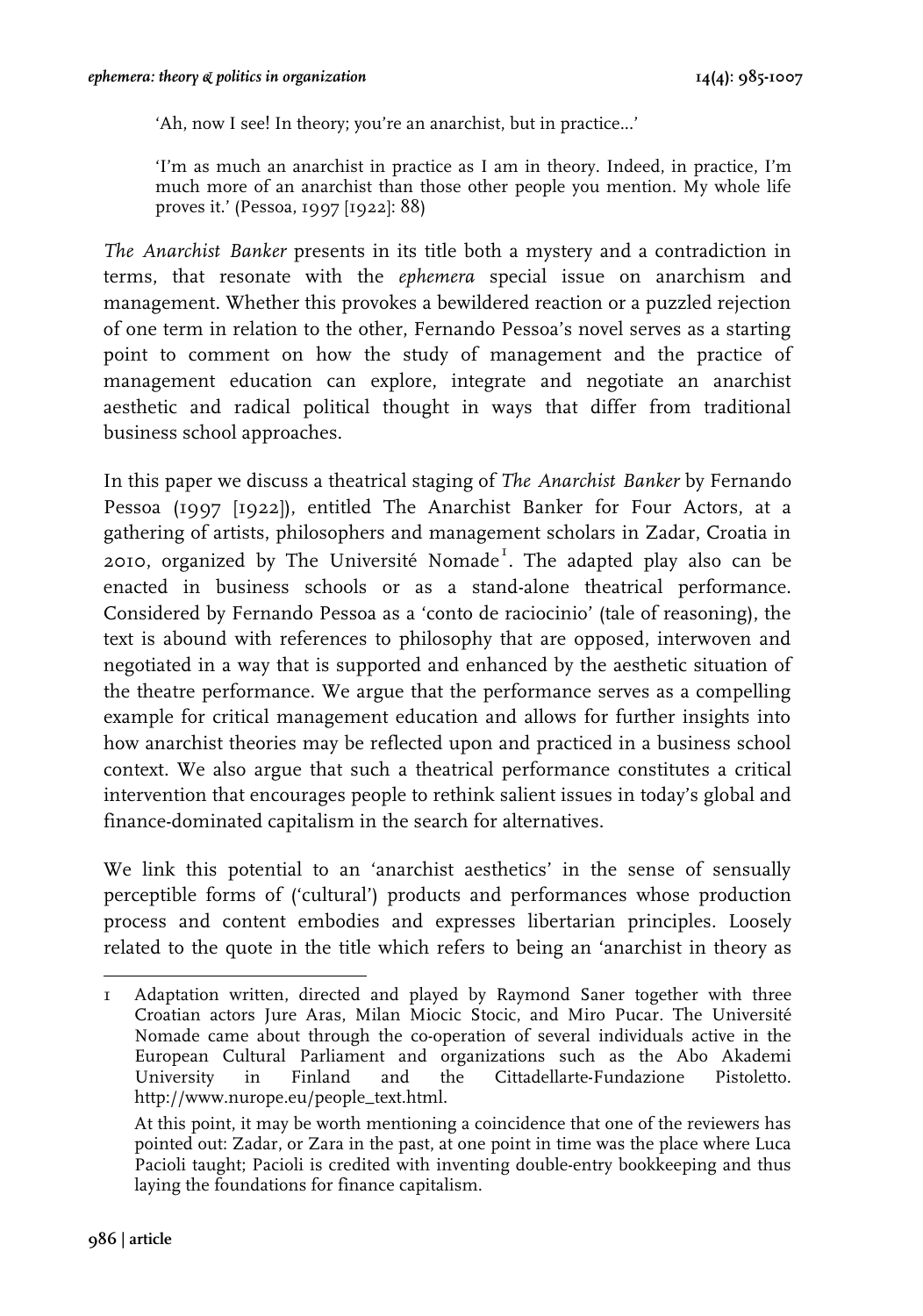> 'Ah, now I see! In theory; you're an anarchist, but in practice…'
>
> 'I'm as much an anarchist in practice as I am in theory. Indeed, in practice, I'm much more of an anarchist than those other people you mention. My whole life proves it.' (Pessoa, 1997 [1922]: 88)

*The Anarchist Banker* presents in its title both a mystery and a contradiction in terms, that resonate with the *ephemera* special issue on anarchism and management. Whether this provokes a bewildered reaction or a puzzled rejection of one term in relation to the other, Fernando Pessoa's novel serves as a starting point to comment on how the study of management and the practice of management education can explore, integrate and negotiate an anarchist aesthetic and radical political thought in ways that differ from traditional business school approaches.

In this paper we discuss a theatrical staging of *The Anarchist Banker* by Fernando Pessoa (1997 [1922]), entitled The Anarchist Banker for Four Actors, at a gathering of artists, philosophers and management scholars in Zadar, Croatia in 2010, organized by The Université Nomade[1]. The adapted play also can be enacted in business schools or as a stand-alone theatrical performance. Considered by Fernando Pessoa as a 'conto de raciocinio' (tale of reasoning), the text is abound with references to philosophy that are opposed, interwoven and negotiated in a way that is supported and enhanced by the aesthetic situation of the theatre performance. We argue that the performance serves as a compelling example for critical management education and allows for further insights into how anarchist theories may be reflected upon and practiced in a business school context. We also argue that such a theatrical performance constitutes a critical intervention that encourages people to rethink salient issues in today's global and finance-dominated capitalism in the search for alternatives.

We link this potential to an 'anarchist aesthetics' in the sense of sensually perceptible forms of ('cultural') products and performances whose production process and content embodies and expresses libertarian principles. Loosely related to the quote in the title which refers to being an 'anarchist in theory as

---

1 Adaptation written, directed and played by Raymond Saner together with three Croatian actors Jure Aras, Milan Miocic Stocic, and Miro Pucar. The Université Nomade came about through the co-operation of several individuals active in the European Cultural Parliament and organizations such as the Abo Akademi University in Finland and the Cittadellarte-Fundazione Pistoletto. http://www.nurope.eu/people_text.html.

At this point, it may be worth mentioning a coincidence that one of the reviewers has pointed out: Zadar, or Zara in the past, at one point in time was the place where Luca Pacioli taught; Pacioli is credited with inventing double-entry bookkeeping and thus laying the foundations for finance capitalism.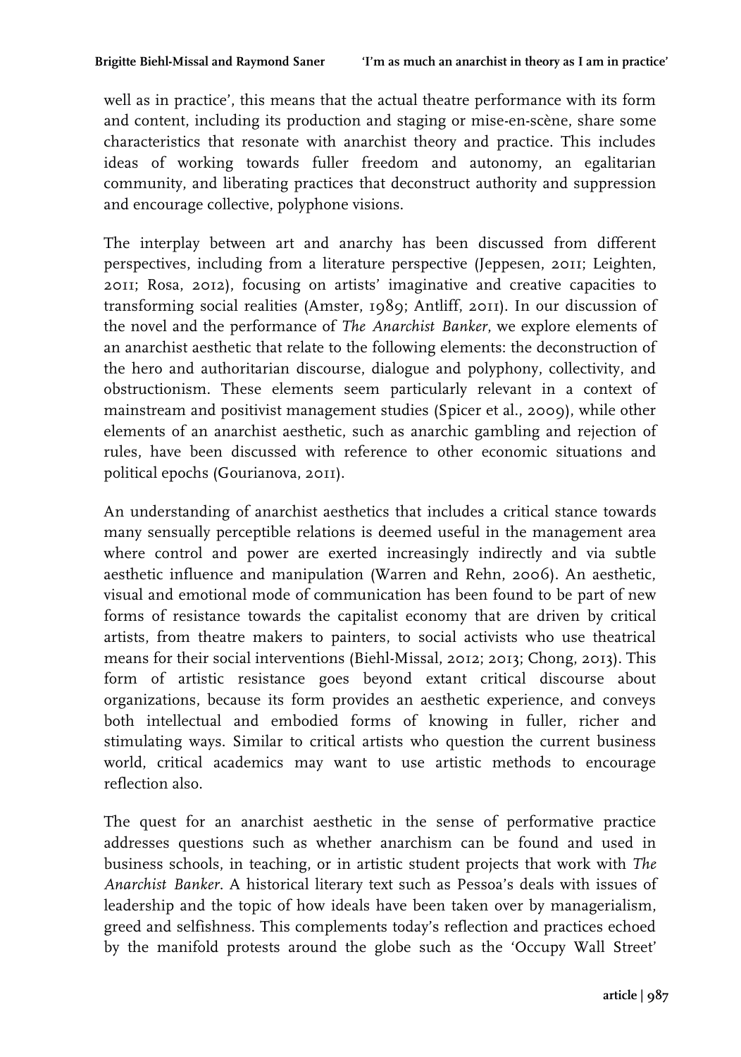well as in practice', this means that the actual theatre performance with its form and content, including its production and staging or mise-en-scène, share some characteristics that resonate with anarchist theory and practice. This includes ideas of working towards fuller freedom and autonomy, an egalitarian community, and liberating practices that deconstruct authority and suppression and encourage collective, polyphone visions.

The interplay between art and anarchy has been discussed from different perspectives, including from a literature perspective (Jeppesen, 2011; Leighten, 2011; Rosa, 2012), focusing on artists' imaginative and creative capacities to transforming social realities (Amster, 1989; Antliff, 2011). In our discussion of the novel and the performance of *The Anarchist Banker*, we explore elements of an anarchist aesthetic that relate to the following elements: the deconstruction of the hero and authoritarian discourse, dialogue and polyphony, collectivity, and obstructionism. These elements seem particularly relevant in a context of mainstream and positivist management studies (Spicer et al., 2009), while other elements of an anarchist aesthetic, such as anarchic gambling and rejection of rules, have been discussed with reference to other economic situations and political epochs (Gourianova, 2011).

An understanding of anarchist aesthetics that includes a critical stance towards many sensually perceptible relations is deemed useful in the management area where control and power are exerted increasingly indirectly and via subtle aesthetic influence and manipulation (Warren and Rehn, 2006). An aesthetic, visual and emotional mode of communication has been found to be part of new forms of resistance towards the capitalist economy that are driven by critical artists, from theatre makers to painters, to social activists who use theatrical means for their social interventions (Biehl-Missal, 2012; 2013; Chong, 2013). This form of artistic resistance goes beyond extant critical discourse about organizations, because its form provides an aesthetic experience, and conveys both intellectual and embodied forms of knowing in fuller, richer and stimulating ways. Similar to critical artists who question the current business world, critical academics may want to use artistic methods to encourage reflection also.

The quest for an anarchist aesthetic in the sense of performative practice addresses questions such as whether anarchism can be found and used in business schools, in teaching, or in artistic student projects that work with *The Anarchist Banker*. A historical literary text such as Pessoa's deals with issues of leadership and the topic of how ideals have been taken over by managerialism, greed and selfishness. This complements today's reflection and practices echoed by the manifold protests around the globe such as the 'Occupy Wall Street'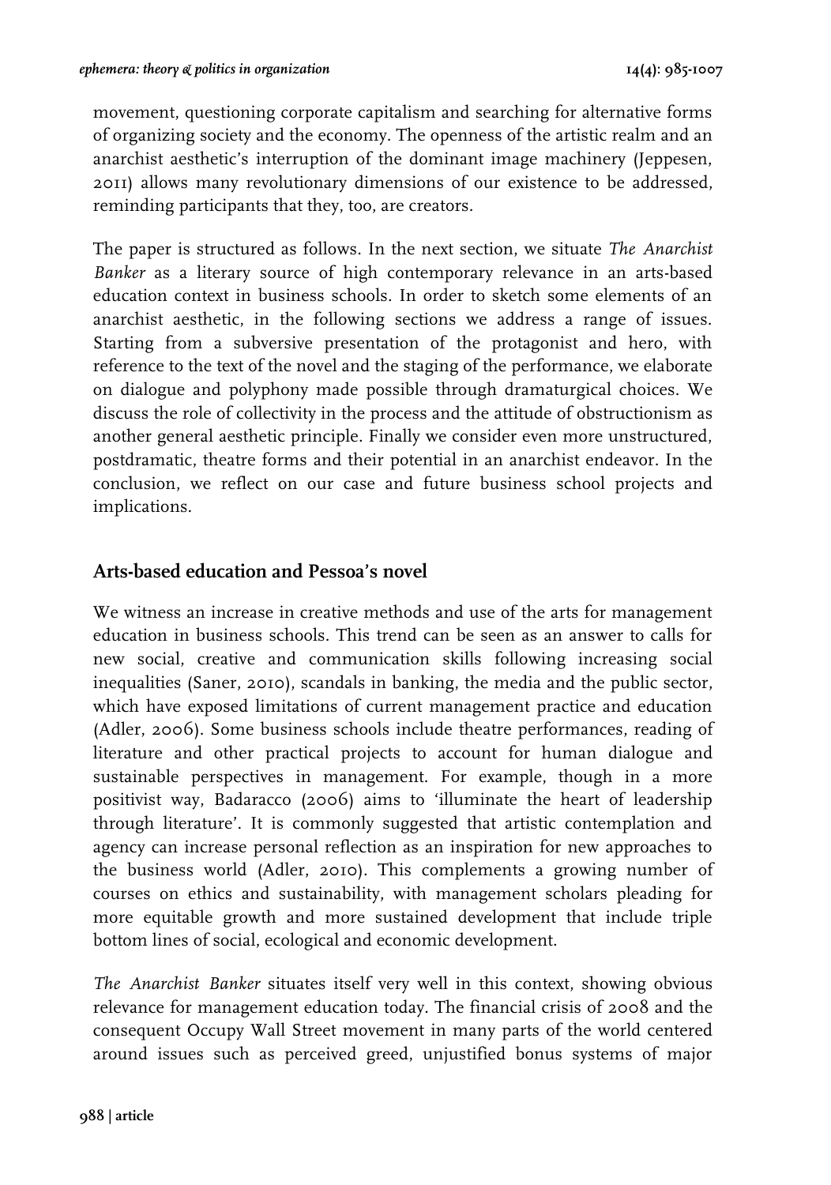movement, questioning corporate capitalism and searching for alternative forms of organizing society and the economy. The openness of the artistic realm and an anarchist aesthetic's interruption of the dominant image machinery (Jeppesen, 2011) allows many revolutionary dimensions of our existence to be addressed, reminding participants that they, too, are creators.

The paper is structured as follows. In the next section, we situate *The Anarchist Banker* as a literary source of high contemporary relevance in an arts-based education context in business schools. In order to sketch some elements of an anarchist aesthetic, in the following sections we address a range of issues. Starting from a subversive presentation of the protagonist and hero, with reference to the text of the novel and the staging of the performance, we elaborate on dialogue and polyphony made possible through dramaturgical choices. We discuss the role of collectivity in the process and the attitude of obstructionism as another general aesthetic principle. Finally we consider even more unstructured, postdramatic, theatre forms and their potential in an anarchist endeavor. In the conclusion, we reflect on our case and future business school projects and implications.

## Arts-based education and Pessoa's novel

We witness an increase in creative methods and use of the arts for management education in business schools. This trend can be seen as an answer to calls for new social, creative and communication skills following increasing social inequalities (Saner, 2010), scandals in banking, the media and the public sector, which have exposed limitations of current management practice and education (Adler, 2006). Some business schools include theatre performances, reading of literature and other practical projects to account for human dialogue and sustainable perspectives in management. For example, though in a more positivist way, Badaracco (2006) aims to 'illuminate the heart of leadership through literature'. It is commonly suggested that artistic contemplation and agency can increase personal reflection as an inspiration for new approaches to the business world (Adler, 2010). This complements a growing number of courses on ethics and sustainability, with management scholars pleading for more equitable growth and more sustained development that include triple bottom lines of social, ecological and economic development.

*The Anarchist Banker* situates itself very well in this context, showing obvious relevance for management education today. The financial crisis of 2008 and the consequent Occupy Wall Street movement in many parts of the world centered around issues such as perceived greed, unjustified bonus systems of major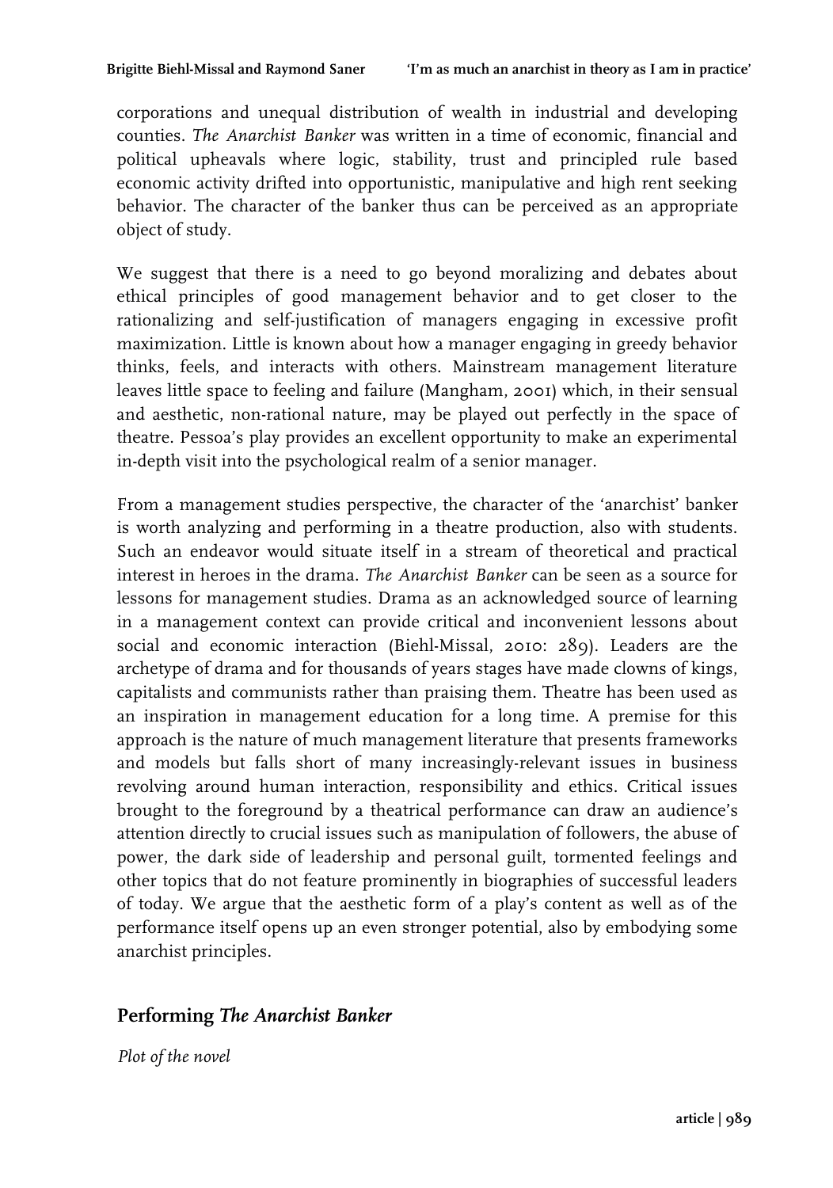corporations and unequal distribution of wealth in industrial and developing counties. *The Anarchist Banker* was written in a time of economic, financial and political upheavals where logic, stability, trust and principled rule based economic activity drifted into opportunistic, manipulative and high rent seeking behavior. The character of the banker thus can be perceived as an appropriate object of study.

We suggest that there is a need to go beyond moralizing and debates about ethical principles of good management behavior and to get closer to the rationalizing and self-justification of managers engaging in excessive profit maximization. Little is known about how a manager engaging in greedy behavior thinks, feels, and interacts with others. Mainstream management literature leaves little space to feeling and failure (Mangham, 2001) which, in their sensual and aesthetic, non-rational nature, may be played out perfectly in the space of theatre. Pessoa's play provides an excellent opportunity to make an experimental in-depth visit into the psychological realm of a senior manager.

From a management studies perspective, the character of the 'anarchist' banker is worth analyzing and performing in a theatre production, also with students. Such an endeavor would situate itself in a stream of theoretical and practical interest in heroes in the drama. *The Anarchist Banker* can be seen as a source for lessons for management studies. Drama as an acknowledged source of learning in a management context can provide critical and inconvenient lessons about social and economic interaction (Biehl-Missal, 2010: 289). Leaders are the archetype of drama and for thousands of years stages have made clowns of kings, capitalists and communists rather than praising them. Theatre has been used as an inspiration in management education for a long time. A premise for this approach is the nature of much management literature that presents frameworks and models but falls short of many increasingly-relevant issues in business revolving around human interaction, responsibility and ethics. Critical issues brought to the foreground by a theatrical performance can draw an audience's attention directly to crucial issues such as manipulation of followers, the abuse of power, the dark side of leadership and personal guilt, tormented feelings and other topics that do not feature prominently in biographies of successful leaders of today. We argue that the aesthetic form of a play's content as well as of the performance itself opens up an even stronger potential, also by embodying some anarchist principles.

## Performing *The Anarchist Banker*

*Plot of the novel*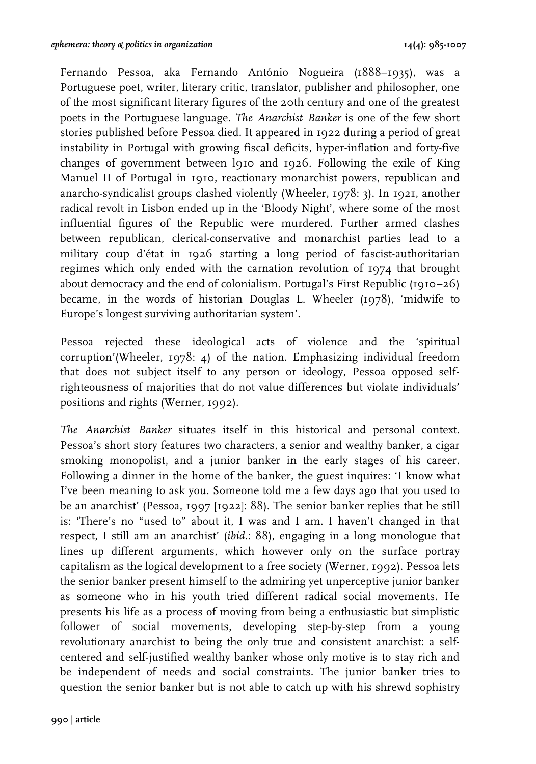Fernando Pessoa, aka Fernando António Nogueira (1888–1935), was a Portuguese poet, writer, literary critic, translator, publisher and philosopher, one of the most significant literary figures of the 20th century and one of the greatest poets in the Portuguese language. *The Anarchist Banker* is one of the few short stories published before Pessoa died. It appeared in 1922 during a period of great instability in Portugal with growing fiscal deficits, hyper-inflation and forty-five changes of government between l910 and 1926. Following the exile of King Manuel II of Portugal in 1910, reactionary monarchist powers, republican and anarcho-syndicalist groups clashed violently (Wheeler, 1978: 3). In 1921, another radical revolt in Lisbon ended up in the 'Bloody Night', where some of the most influential figures of the Republic were murdered. Further armed clashes between republican, clerical-conservative and monarchist parties lead to a military coup d'état in 1926 starting a long period of fascist-authoritarian regimes which only ended with the carnation revolution of 1974 that brought about democracy and the end of colonialism. Portugal's First Republic (1910–26) became, in the words of historian Douglas L. Wheeler (1978), 'midwife to Europe's longest surviving authoritarian system'.

Pessoa rejected these ideological acts of violence and the 'spiritual corruption'(Wheeler, 1978: 4) of the nation. Emphasizing individual freedom that does not subject itself to any person or ideology, Pessoa opposed self-righteousness of majorities that do not value differences but violate individuals' positions and rights (Werner, 1992).

*The Anarchist Banker* situates itself in this historical and personal context. Pessoa's short story features two characters, a senior and wealthy banker, a cigar smoking monopolist, and a junior banker in the early stages of his career. Following a dinner in the home of the banker, the guest inquires: 'I know what I've been meaning to ask you. Someone told me a few days ago that you used to be an anarchist' (Pessoa, 1997 [1922]: 88). The senior banker replies that he still is: 'There's no "used to" about it, I was and I am. I haven't changed in that respect, I still am an anarchist' (*ibid*.: 88), engaging in a long monologue that lines up different arguments, which however only on the surface portray capitalism as the logical development to a free society (Werner, 1992). Pessoa lets the senior banker present himself to the admiring yet unperceptive junior banker as someone who in his youth tried different radical social movements. He presents his life as a process of moving from being a enthusiastic but simplistic follower of social movements, developing step-by-step from a young revolutionary anarchist to being the only true and consistent anarchist: a self-centered and self-justified wealthy banker whose only motive is to stay rich and be independent of needs and social constraints. The junior banker tries to question the senior banker but is not able to catch up with his shrewd sophistry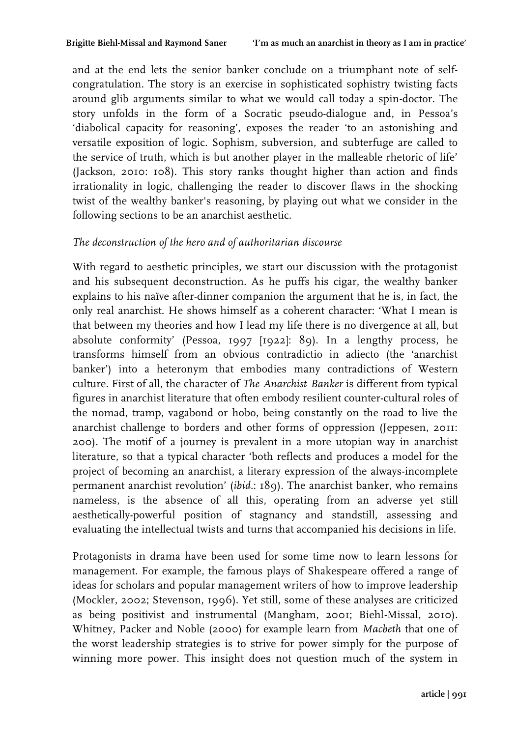and at the end lets the senior banker conclude on a triumphant note of self-congratulation. The story is an exercise in sophisticated sophistry twisting facts around glib arguments similar to what we would call today a spin-doctor. The story unfolds in the form of a Socratic pseudo-dialogue and, in Pessoa's 'diabolical capacity for reasoning', exposes the reader 'to an astonishing and versatile exposition of logic. Sophism, subversion, and subterfuge are called to the service of truth, which is but another player in the malleable rhetoric of life' (Jackson, 2010: 108). This story ranks thought higher than action and finds irrationality in logic, challenging the reader to discover flaws in the shocking twist of the wealthy banker's reasoning, by playing out what we consider in the following sections to be an anarchist aesthetic.

### *The deconstruction of the hero and of authoritarian discourse*

With regard to aesthetic principles, we start our discussion with the protagonist and his subsequent deconstruction. As he puffs his cigar, the wealthy banker explains to his naïve after-dinner companion the argument that he is, in fact, the only real anarchist. He shows himself as a coherent character: 'What I mean is that between my theories and how I lead my life there is no divergence at all, but absolute conformity' (Pessoa, 1997 [1922]: 89). In a lengthy process, he transforms himself from an obvious contradictio in adiecto (the 'anarchist banker') into a heteronym that embodies many contradictions of Western culture. First of all, the character of *The Anarchist Banker* is different from typical figures in anarchist literature that often embody resilient counter-cultural roles of the nomad, tramp, vagabond or hobo, being constantly on the road to live the anarchist challenge to borders and other forms of oppression (Jeppesen, 2011: 200). The motif of a journey is prevalent in a more utopian way in anarchist literature, so that a typical character 'both reflects and produces a model for the project of becoming an anarchist, a literary expression of the always-incomplete permanent anarchist revolution' (*ibid*.: 189). The anarchist banker, who remains nameless, is the absence of all this, operating from an adverse yet still aesthetically-powerful position of stagnancy and standstill, assessing and evaluating the intellectual twists and turns that accompanied his decisions in life.

Protagonists in drama have been used for some time now to learn lessons for management. For example, the famous plays of Shakespeare offered a range of ideas for scholars and popular management writers of how to improve leadership (Mockler, 2002; Stevenson, 1996). Yet still, some of these analyses are criticized as being positivist and instrumental (Mangham, 2001; Biehl-Missal, 2010). Whitney, Packer and Noble (2000) for example learn from *Macbeth* that one of the worst leadership strategies is to strive for power simply for the purpose of winning more power. This insight does not question much of the system in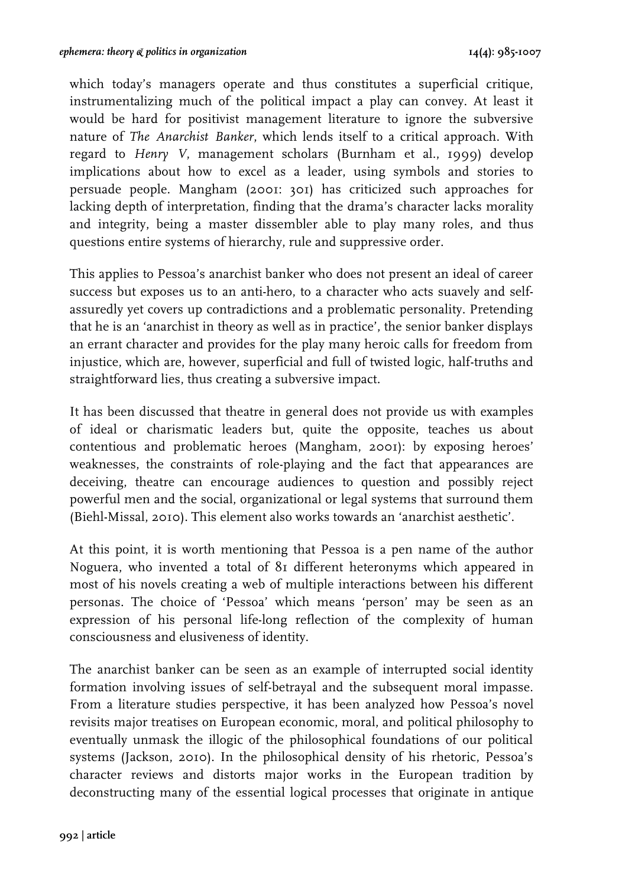which today's managers operate and thus constitutes a superficial critique, instrumentalizing much of the political impact a play can convey. At least it would be hard for positivist management literature to ignore the subversive nature of *The Anarchist Banker*, which lends itself to a critical approach. With regard to *Henry V*, management scholars (Burnham et al., 1999) develop implications about how to excel as a leader, using symbols and stories to persuade people. Mangham (2001: 301) has criticized such approaches for lacking depth of interpretation, finding that the drama's character lacks morality and integrity, being a master dissembler able to play many roles, and thus questions entire systems of hierarchy, rule and suppressive order.

This applies to Pessoa's anarchist banker who does not present an ideal of career success but exposes us to an anti-hero, to a character who acts suavely and self-assuredly yet covers up contradictions and a problematic personality. Pretending that he is an 'anarchist in theory as well as in practice', the senior banker displays an errant character and provides for the play many heroic calls for freedom from injustice, which are, however, superficial and full of twisted logic, half-truths and straightforward lies, thus creating a subversive impact.

It has been discussed that theatre in general does not provide us with examples of ideal or charismatic leaders but, quite the opposite, teaches us about contentious and problematic heroes (Mangham, 2001): by exposing heroes' weaknesses, the constraints of role-playing and the fact that appearances are deceiving, theatre can encourage audiences to question and possibly reject powerful men and the social, organizational or legal systems that surround them (Biehl-Missal, 2010). This element also works towards an 'anarchist aesthetic'.

At this point, it is worth mentioning that Pessoa is a pen name of the author Noguera, who invented a total of 81 different heteronyms which appeared in most of his novels creating a web of multiple interactions between his different personas. The choice of 'Pessoa' which means 'person' may be seen as an expression of his personal life-long reflection of the complexity of human consciousness and elusiveness of identity.

The anarchist banker can be seen as an example of interrupted social identity formation involving issues of self-betrayal and the subsequent moral impasse. From a literature studies perspective, it has been analyzed how Pessoa's novel revisits major treatises on European economic, moral, and political philosophy to eventually unmask the illogic of the philosophical foundations of our political systems (Jackson, 2010). In the philosophical density of his rhetoric, Pessoa's character reviews and distorts major works in the European tradition by deconstructing many of the essential logical processes that originate in antique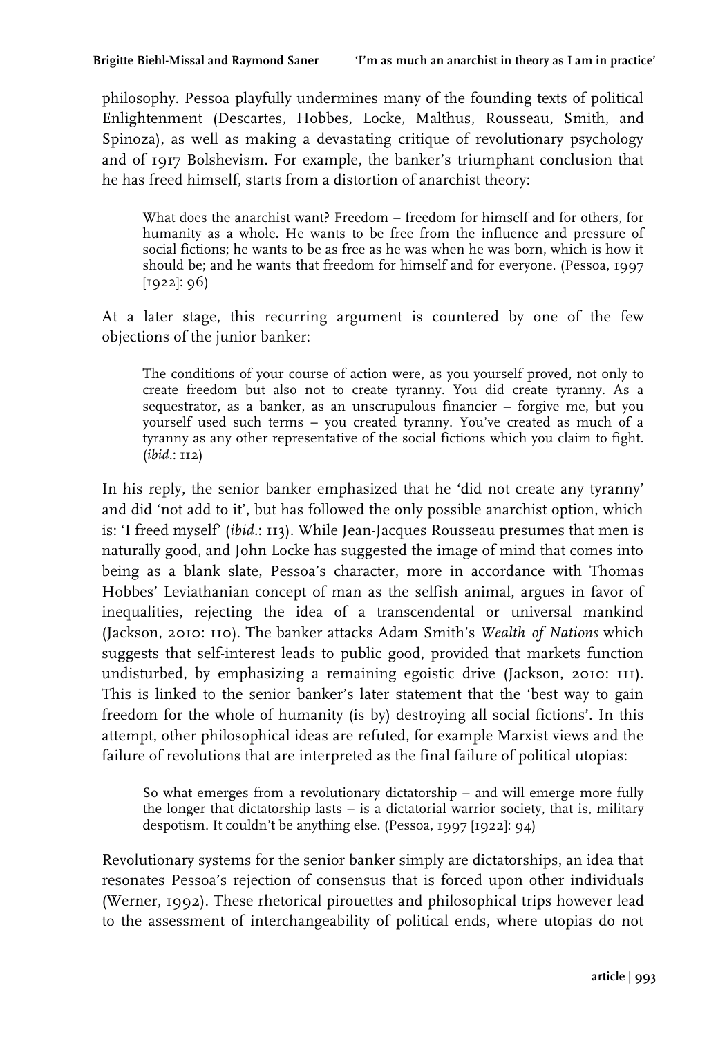philosophy. Pessoa playfully undermines many of the founding texts of political Enlightenment (Descartes, Hobbes, Locke, Malthus, Rousseau, Smith, and Spinoza), as well as making a devastating critique of revolutionary psychology and of 1917 Bolshevism. For example, the banker's triumphant conclusion that he has freed himself, starts from a distortion of anarchist theory:

> What does the anarchist want? Freedom – freedom for himself and for others, for humanity as a whole. He wants to be free from the influence and pressure of social fictions; he wants to be as free as he was when he was born, which is how it should be; and he wants that freedom for himself and for everyone. (Pessoa, 1997 [1922]: 96)

At a later stage, this recurring argument is countered by one of the few objections of the junior banker:

> The conditions of your course of action were, as you yourself proved, not only to create freedom but also not to create tyranny. You did create tyranny. As a sequestrator, as a banker, as an unscrupulous financier – forgive me, but you yourself used such terms – you created tyranny. You've created as much of a tyranny as any other representative of the social fictions which you claim to fight. (*ibid*.: 112)

In his reply, the senior banker emphasized that he 'did not create any tyranny' and did 'not add to it', but has followed the only possible anarchist option, which is: 'I freed myself' (*ibid*.: 113). While Jean-Jacques Rousseau presumes that men is naturally good, and John Locke has suggested the image of mind that comes into being as a blank slate, Pessoa's character, more in accordance with Thomas Hobbes' Leviathanian concept of man as the selfish animal, argues in favor of inequalities, rejecting the idea of a transcendental or universal mankind (Jackson, 2010: 110). The banker attacks Adam Smith's *Wealth of Nations* which suggests that self-interest leads to public good, provided that markets function undisturbed, by emphasizing a remaining egoistic drive (Jackson, 2010: 111). This is linked to the senior banker's later statement that the 'best way to gain freedom for the whole of humanity (is by) destroying all social fictions'. In this attempt, other philosophical ideas are refuted, for example Marxist views and the failure of revolutions that are interpreted as the final failure of political utopias:

> So what emerges from a revolutionary dictatorship – and will emerge more fully the longer that dictatorship lasts – is a dictatorial warrior society, that is, military despotism. It couldn't be anything else. (Pessoa, 1997 [1922]: 94)

Revolutionary systems for the senior banker simply are dictatorships, an idea that resonates Pessoa's rejection of consensus that is forced upon other individuals (Werner, 1992). These rhetorical pirouettes and philosophical trips however lead to the assessment of interchangeability of political ends, where utopias do not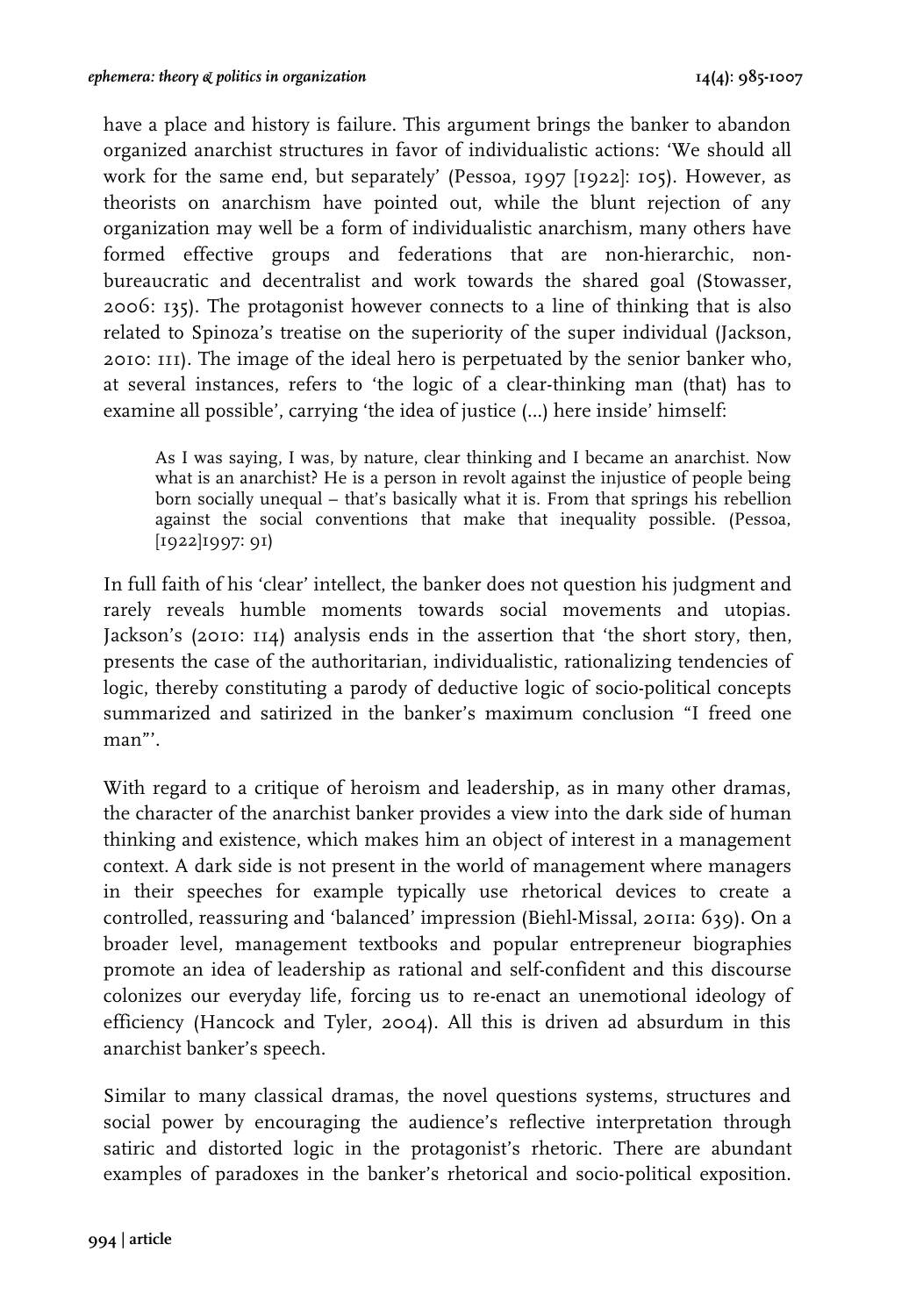have a place and history is failure. This argument brings the banker to abandon organized anarchist structures in favor of individualistic actions: 'We should all work for the same end, but separately' (Pessoa, 1997 [1922]: 105). However, as theorists on anarchism have pointed out, while the blunt rejection of any organization may well be a form of individualistic anarchism, many others have formed effective groups and federations that are non-hierarchic, non-bureaucratic and decentralist and work towards the shared goal (Stowasser, 2006: 135). The protagonist however connects to a line of thinking that is also related to Spinoza's treatise on the superiority of the super individual (Jackson, 2010: 111). The image of the ideal hero is perpetuated by the senior banker who, at several instances, refers to 'the logic of a clear-thinking man (that) has to examine all possible', carrying 'the idea of justice (...) here inside' himself:

> As I was saying, I was, by nature, clear thinking and I became an anarchist. Now what is an anarchist? He is a person in revolt against the injustice of people being born socially unequal – that's basically what it is. From that springs his rebellion against the social conventions that make that inequality possible. (Pessoa, [1922]1997: 91)

In full faith of his 'clear' intellect, the banker does not question his judgment and rarely reveals humble moments towards social movements and utopias. Jackson's (2010: 114) analysis ends in the assertion that 'the short story, then, presents the case of the authoritarian, individualistic, rationalizing tendencies of logic, thereby constituting a parody of deductive logic of socio-political concepts summarized and satirized in the banker's maximum conclusion "I freed one man"'.

With regard to a critique of heroism and leadership, as in many other dramas, the character of the anarchist banker provides a view into the dark side of human thinking and existence, which makes him an object of interest in a management context. A dark side is not present in the world of management where managers in their speeches for example typically use rhetorical devices to create a controlled, reassuring and 'balanced' impression (Biehl-Missal, 2011a: 639). On a broader level, management textbooks and popular entrepreneur biographies promote an idea of leadership as rational and self-confident and this discourse colonizes our everyday life, forcing us to re-enact an unemotional ideology of efficiency (Hancock and Tyler, 2004). All this is driven ad absurdum in this anarchist banker's speech.

Similar to many classical dramas, the novel questions systems, structures and social power by encouraging the audience's reflective interpretation through satiric and distorted logic in the protagonist's rhetoric. There are abundant examples of paradoxes in the banker's rhetorical and socio-political exposition.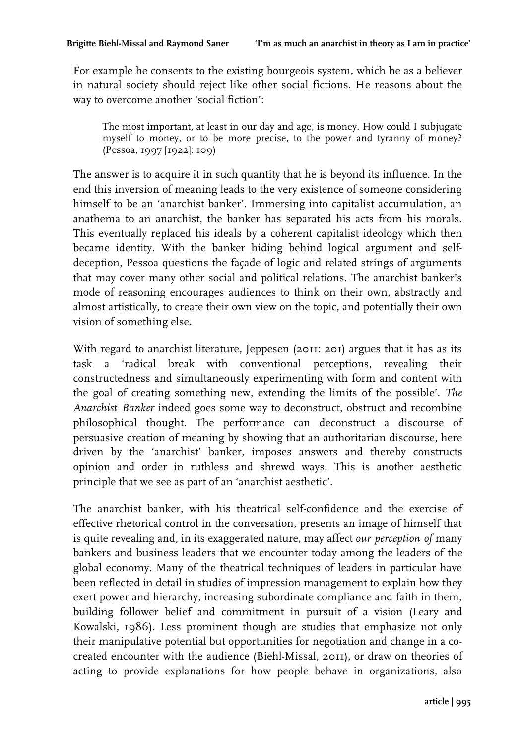For example he consents to the existing bourgeois system, which he as a believer in natural society should reject like other social fictions. He reasons about the way to overcome another 'social fiction':

> The most important, at least in our day and age, is money. How could I subjugate myself to money, or to be more precise, to the power and tyranny of money? (Pessoa, 1997 [1922]: 109)

The answer is to acquire it in such quantity that he is beyond its influence. In the end this inversion of meaning leads to the very existence of someone considering himself to be an 'anarchist banker'. Immersing into capitalist accumulation, an anathema to an anarchist, the banker has separated his acts from his morals. This eventually replaced his ideals by a coherent capitalist ideology which then became identity. With the banker hiding behind logical argument and self-deception, Pessoa questions the façade of logic and related strings of arguments that may cover many other social and political relations. The anarchist banker's mode of reasoning encourages audiences to think on their own, abstractly and almost artistically, to create their own view on the topic, and potentially their own vision of something else.

With regard to anarchist literature, Jeppesen (2011: 201) argues that it has as its task a 'radical break with conventional perceptions, revealing their constructedness and simultaneously experimenting with form and content with the goal of creating something new, extending the limits of the possible'. *The Anarchist Banker* indeed goes some way to deconstruct, obstruct and recombine philosophical thought. The performance can deconstruct a discourse of persuasive creation of meaning by showing that an authoritarian discourse, here driven by the 'anarchist' banker, imposes answers and thereby constructs opinion and order in ruthless and shrewd ways. This is another aesthetic principle that we see as part of an 'anarchist aesthetic'.

The anarchist banker, with his theatrical self-confidence and the exercise of effective rhetorical control in the conversation, presents an image of himself that is quite revealing and, in its exaggerated nature, may affect *our perception of* many bankers and business leaders that we encounter today among the leaders of the global economy. Many of the theatrical techniques of leaders in particular have been reflected in detail in studies of impression management to explain how they exert power and hierarchy, increasing subordinate compliance and faith in them, building follower belief and commitment in pursuit of a vision (Leary and Kowalski, 1986). Less prominent though are studies that emphasize not only their manipulative potential but opportunities for negotiation and change in a co-created encounter with the audience (Biehl-Missal, 2011), or draw on theories of acting to provide explanations for how people behave in organizations, also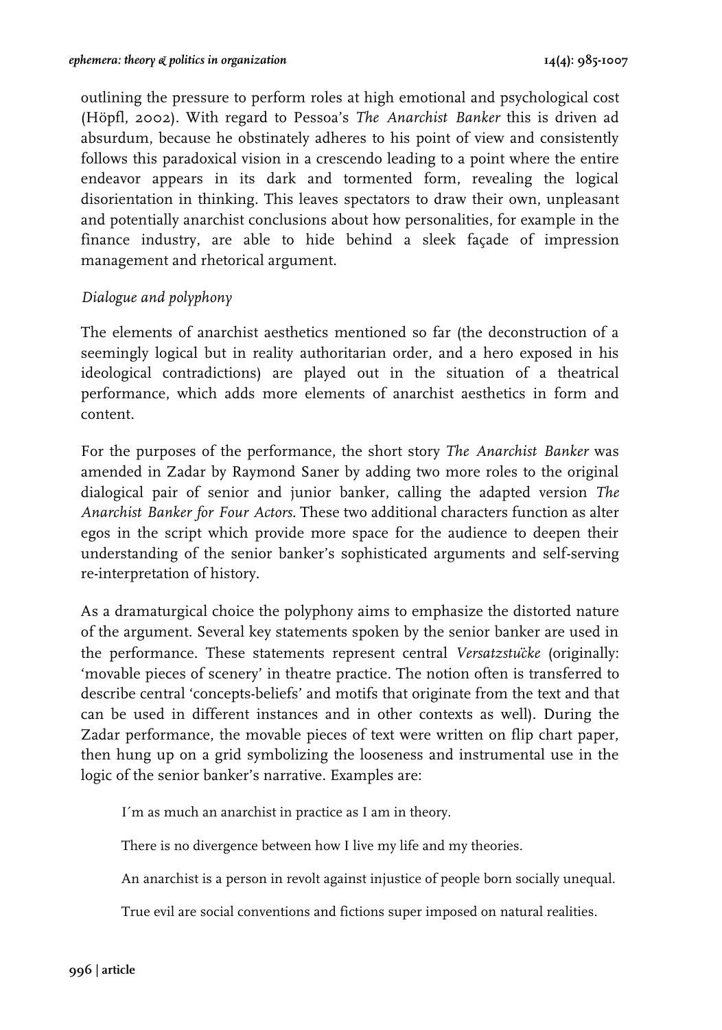outlining the pressure to perform roles at high emotional and psychological cost (Höpfl, 2002). With regard to Pessoa's *The Anarchist Banker* this is driven ad absurdum, because he obstinately adheres to his point of view and consistently follows this paradoxical vision in a crescendo leading to a point where the entire endeavor appears in its dark and tormented form, revealing the logical disorientation in thinking. This leaves spectators to draw their own, unpleasant and potentially anarchist conclusions about how personalities, for example in the finance industry, are able to hide behind a sleek façade of impression management and rhetorical argument.

### *Dialogue and polyphony*

The elements of anarchist aesthetics mentioned so far (the deconstruction of a seemingly logical but in reality authoritarian order, and a hero exposed in his ideological contradictions) are played out in the situation of a theatrical performance, which adds more elements of anarchist aesthetics in form and content.

For the purposes of the performance, the short story *The Anarchist Banker* was amended in Zadar by Raymond Saner by adding two more roles to the original dialogical pair of senior and junior banker, calling the adapted version *The Anarchist Banker for Four Actors*. These two additional characters function as alter egos in the script which provide more space for the audience to deepen their understanding of the senior banker's sophisticated arguments and self-serving re-interpretation of history.

As a dramaturgical choice the polyphony aims to emphasize the distorted nature of the argument. Several key statements spoken by the senior banker are used in the performance. These statements represent central *Versatzstücke* (originally: 'movable pieces of scenery' in theatre practice. The notion often is transferred to describe central 'concepts-beliefs' and motifs that originate from the text and that can be used in different instances and in other contexts as well). During the Zadar performance, the movable pieces of text were written on flip chart paper, then hung up on a grid symbolizing the looseness and instrumental use in the logic of the senior banker's narrative. Examples are:

> I´m as much an anarchist in practice as I am in theory.
>
> There is no divergence between how I live my life and my theories.
>
> An anarchist is a person in revolt against injustice of people born socially unequal.
>
> True evil are social conventions and fictions super imposed on natural realities.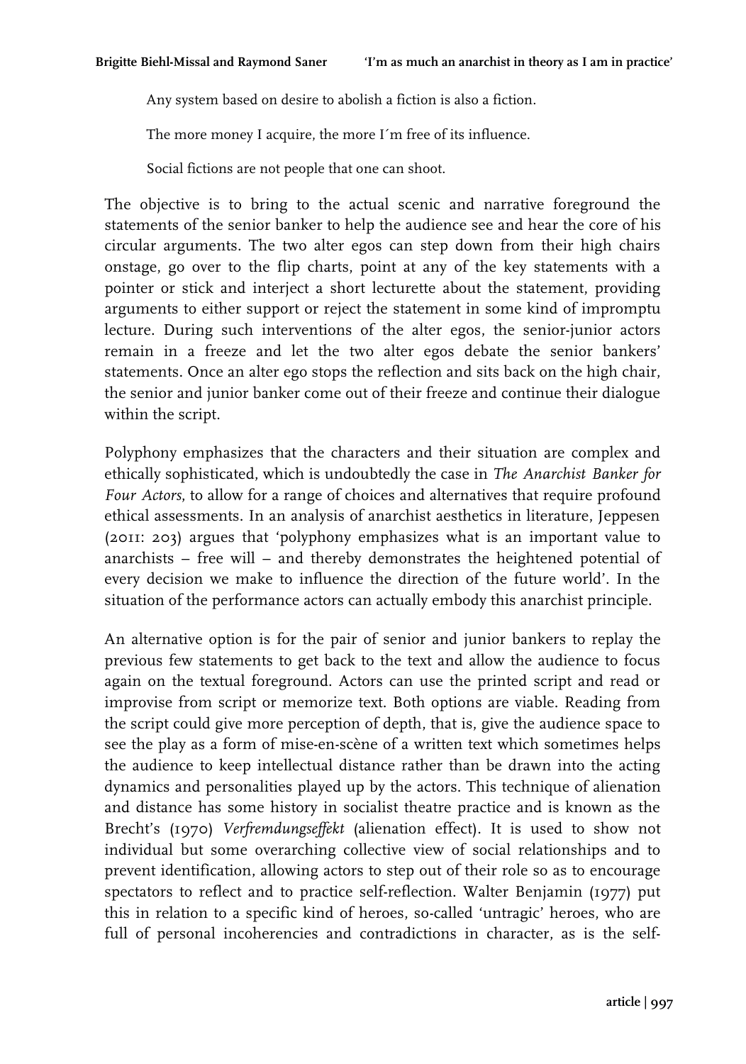> Any system based on desire to abolish a fiction is also a fiction.
>
> The more money I acquire, the more I´m free of its influence.
>
> Social fictions are not people that one can shoot.

The objective is to bring to the actual scenic and narrative foreground the statements of the senior banker to help the audience see and hear the core of his circular arguments. The two alter egos can step down from their high chairs onstage, go over to the flip charts, point at any of the key statements with a pointer or stick and interject a short lecturette about the statement, providing arguments to either support or reject the statement in some kind of impromptu lecture. During such interventions of the alter egos, the senior-junior actors remain in a freeze and let the two alter egos debate the senior bankers' statements. Once an alter ego stops the reflection and sits back on the high chair, the senior and junior banker come out of their freeze and continue their dialogue within the script.

Polyphony emphasizes that the characters and their situation are complex and ethically sophisticated, which is undoubtedly the case in *The Anarchist Banker for Four Actors*, to allow for a range of choices and alternatives that require profound ethical assessments. In an analysis of anarchist aesthetics in literature, Jeppesen (2011: 203) argues that 'polyphony emphasizes what is an important value to anarchists – free will – and thereby demonstrates the heightened potential of every decision we make to influence the direction of the future world'. In the situation of the performance actors can actually embody this anarchist principle.

An alternative option is for the pair of senior and junior bankers to replay the previous few statements to get back to the text and allow the audience to focus again on the textual foreground. Actors can use the printed script and read or improvise from script or memorize text. Both options are viable. Reading from the script could give more perception of depth, that is, give the audience space to see the play as a form of mise-en-scène of a written text which sometimes helps the audience to keep intellectual distance rather than be drawn into the acting dynamics and personalities played up by the actors. This technique of alienation and distance has some history in socialist theatre practice and is known as the Brecht's (1970) *Verfremdungseffekt* (alienation effect). It is used to show not individual but some overarching collective view of social relationships and to prevent identification, allowing actors to step out of their role so as to encourage spectators to reflect and to practice self-reflection. Walter Benjamin (1977) put this in relation to a specific kind of heroes, so-called 'untragic' heroes, who are full of personal incoherencies and contradictions in character, as is the self-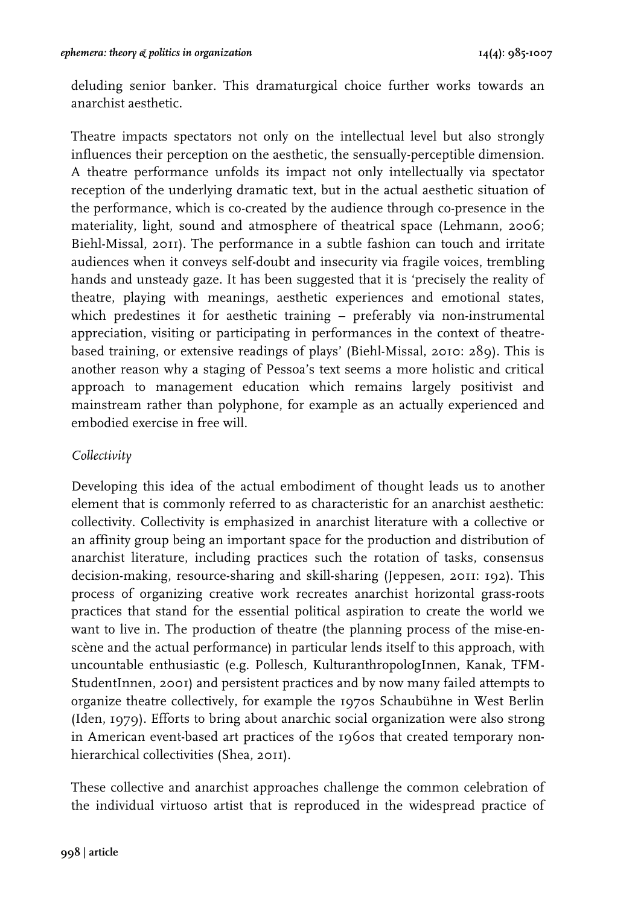deluding senior banker. This dramaturgical choice further works towards an anarchist aesthetic.

Theatre impacts spectators not only on the intellectual level but also strongly influences their perception on the aesthetic, the sensually-perceptible dimension. A theatre performance unfolds its impact not only intellectually via spectator reception of the underlying dramatic text, but in the actual aesthetic situation of the performance, which is co-created by the audience through co-presence in the materiality, light, sound and atmosphere of theatrical space (Lehmann, 2006; Biehl-Missal, 2011). The performance in a subtle fashion can touch and irritate audiences when it conveys self-doubt and insecurity via fragile voices, trembling hands and unsteady gaze. It has been suggested that it is 'precisely the reality of theatre, playing with meanings, aesthetic experiences and emotional states, which predestines it for aesthetic training – preferably via non-instrumental appreciation, visiting or participating in performances in the context of theatre-based training, or extensive readings of plays' (Biehl-Missal, 2010: 289). This is another reason why a staging of Pessoa's text seems a more holistic and critical approach to management education which remains largely positivist and mainstream rather than polyphone, for example as an actually experienced and embodied exercise in free will.

*Collectivity*

Developing this idea of the actual embodiment of thought leads us to another element that is commonly referred to as characteristic for an anarchist aesthetic: collectivity. Collectivity is emphasized in anarchist literature with a collective or an affinity group being an important space for the production and distribution of anarchist literature, including practices such the rotation of tasks, consensus decision-making, resource-sharing and skill-sharing (Jeppesen, 2011: 192). This process of organizing creative work recreates anarchist horizontal grass-roots practices that stand for the essential political aspiration to create the world we want to live in. The production of theatre (the planning process of the mise-en-scène and the actual performance) in particular lends itself to this approach, with uncountable enthusiastic (e.g. Pollesch, KulturanthropologInnen, Kanak, TFM-StudentInnen, 2001) and persistent practices and by now many failed attempts to organize theatre collectively, for example the 1970s Schaubühne in West Berlin (Iden, 1979). Efforts to bring about anarchic social organization were also strong in American event-based art practices of the 1960s that created temporary non-hierarchical collectivities (Shea, 2011).

These collective and anarchist approaches challenge the common celebration of the individual virtuoso artist that is reproduced in the widespread practice of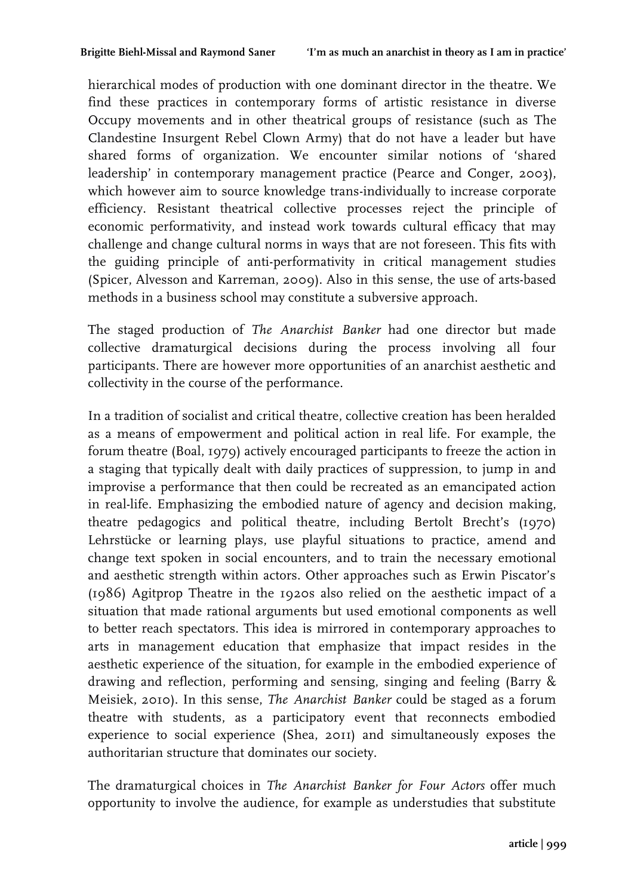hierarchical modes of production with one dominant director in the theatre. We find these practices in contemporary forms of artistic resistance in diverse Occupy movements and in other theatrical groups of resistance (such as The Clandestine Insurgent Rebel Clown Army) that do not have a leader but have shared forms of organization. We encounter similar notions of 'shared leadership' in contemporary management practice (Pearce and Conger, 2003), which however aim to source knowledge trans-individually to increase corporate efficiency. Resistant theatrical collective processes reject the principle of economic performativity, and instead work towards cultural efficacy that may challenge and change cultural norms in ways that are not foreseen. This fits with the guiding principle of anti-performativity in critical management studies (Spicer, Alvesson and Karreman, 2009). Also in this sense, the use of arts-based methods in a business school may constitute a subversive approach.

The staged production of *The Anarchist Banker* had one director but made collective dramaturgical decisions during the process involving all four participants. There are however more opportunities of an anarchist aesthetic and collectivity in the course of the performance.

In a tradition of socialist and critical theatre, collective creation has been heralded as a means of empowerment and political action in real life. For example, the forum theatre (Boal, 1979) actively encouraged participants to freeze the action in a staging that typically dealt with daily practices of suppression, to jump in and improvise a performance that then could be recreated as an emancipated action in real-life. Emphasizing the embodied nature of agency and decision making, theatre pedagogics and political theatre, including Bertolt Brecht's (1970) Lehrstücke or learning plays, use playful situations to practice, amend and change text spoken in social encounters, and to train the necessary emotional and aesthetic strength within actors. Other approaches such as Erwin Piscator's (1986) Agitprop Theatre in the 1920s also relied on the aesthetic impact of a situation that made rational arguments but used emotional components as well to better reach spectators. This idea is mirrored in contemporary approaches to arts in management education that emphasize that impact resides in the aesthetic experience of the situation, for example in the embodied experience of drawing and reflection, performing and sensing, singing and feeling (Barry & Meisiek, 2010). In this sense, *The Anarchist Banker* could be staged as a forum theatre with students, as a participatory event that reconnects embodied experience to social experience (Shea, 2011) and simultaneously exposes the authoritarian structure that dominates our society.

The dramaturgical choices in *The Anarchist Banker for Four Actors* offer much opportunity to involve the audience, for example as understudies that substitute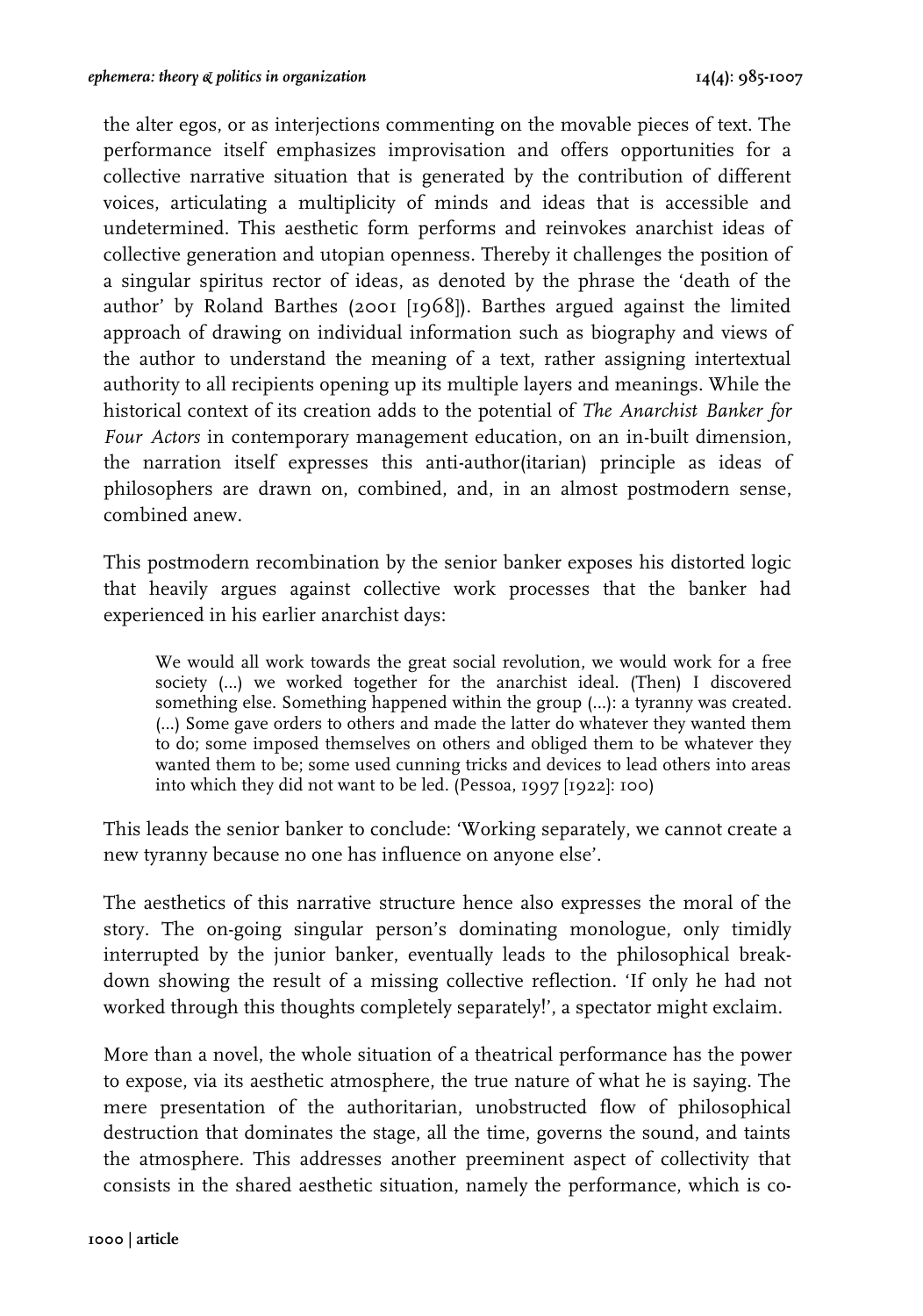the alter egos, or as interjections commenting on the movable pieces of text. The performance itself emphasizes improvisation and offers opportunities for a collective narrative situation that is generated by the contribution of different voices, articulating a multiplicity of minds and ideas that is accessible and undetermined. This aesthetic form performs and reinvokes anarchist ideas of collective generation and utopian openness. Thereby it challenges the position of a singular spiritus rector of ideas, as denoted by the phrase the 'death of the author' by Roland Barthes (2001 [1968]). Barthes argued against the limited approach of drawing on individual information such as biography and views of the author to understand the meaning of a text, rather assigning intertextual authority to all recipients opening up its multiple layers and meanings. While the historical context of its creation adds to the potential of *The Anarchist Banker for Four Actors* in contemporary management education, on an in-built dimension, the narration itself expresses this anti-author(itarian) principle as ideas of philosophers are drawn on, combined, and, in an almost postmodern sense, combined anew.

This postmodern recombination by the senior banker exposes his distorted logic that heavily argues against collective work processes that the banker had experienced in his earlier anarchist days:

> We would all work towards the great social revolution, we would work for a free society (...) we worked together for the anarchist ideal. (Then) I discovered something else. Something happened within the group (...): a tyranny was created. (...) Some gave orders to others and made the latter do whatever they wanted them to do; some imposed themselves on others and obliged them to be whatever they wanted them to be; some used cunning tricks and devices to lead others into areas into which they did not want to be led. (Pessoa, 1997 [1922]: 100)

This leads the senior banker to conclude: 'Working separately, we cannot create a new tyranny because no one has influence on anyone else'.

The aesthetics of this narrative structure hence also expresses the moral of the story. The on-going singular person's dominating monologue, only timidly interrupted by the junior banker, eventually leads to the philosophical break-down showing the result of a missing collective reflection. 'If only he had not worked through this thoughts completely separately!', a spectator might exclaim.

More than a novel, the whole situation of a theatrical performance has the power to expose, via its aesthetic atmosphere, the true nature of what he is saying. The mere presentation of the authoritarian, unobstructed flow of philosophical destruction that dominates the stage, all the time, governs the sound, and taints the atmosphere. This addresses another preeminent aspect of collectivity that consists in the shared aesthetic situation, namely the performance, which is co-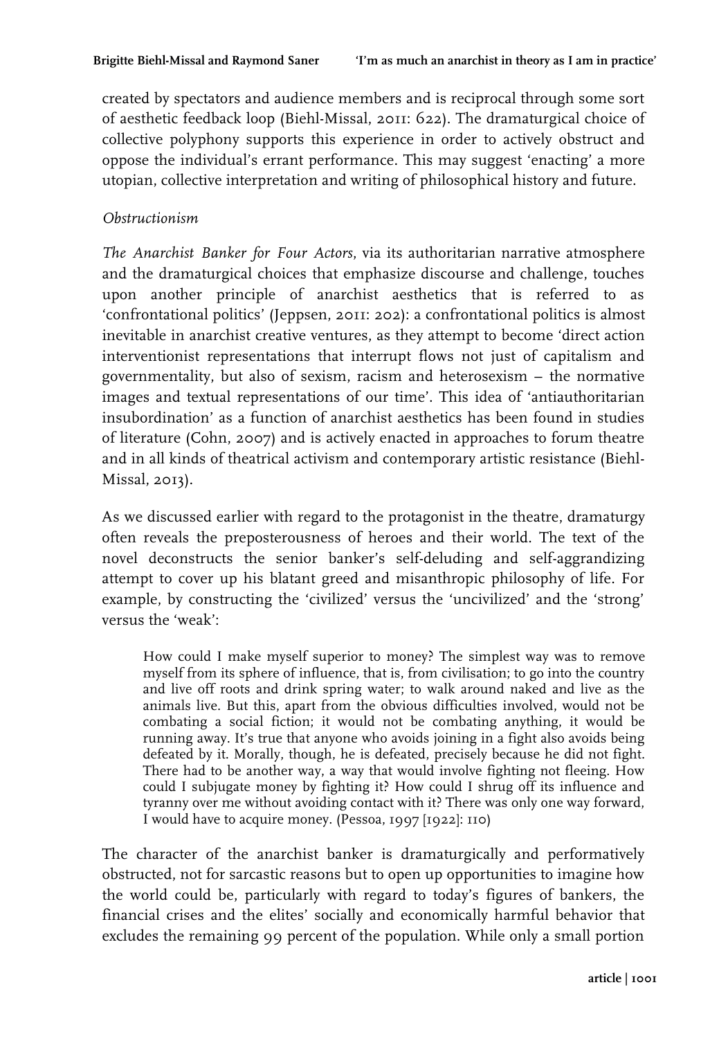created by spectators and audience members and is reciprocal through some sort of aesthetic feedback loop (Biehl-Missal, 2011: 622). The dramaturgical choice of collective polyphony supports this experience in order to actively obstruct and oppose the individual's errant performance. This may suggest 'enacting' a more utopian, collective interpretation and writing of philosophical history and future.

*Obstructionism*

*The Anarchist Banker for Four Actors*, via its authoritarian narrative atmosphere and the dramaturgical choices that emphasize discourse and challenge, touches upon another principle of anarchist aesthetics that is referred to as 'confrontational politics' (Jeppsen, 2011: 202): a confrontational politics is almost inevitable in anarchist creative ventures, as they attempt to become 'direct action interventionist representations that interrupt flows not just of capitalism and governmentality, but also of sexism, racism and heterosexism – the normative images and textual representations of our time'. This idea of 'antiauthoritarian insubordination' as a function of anarchist aesthetics has been found in studies of literature (Cohn, 2007) and is actively enacted in approaches to forum theatre and in all kinds of theatrical activism and contemporary artistic resistance (Biehl-Missal, 2013).

As we discussed earlier with regard to the protagonist in the theatre, dramaturgy often reveals the preposterousness of heroes and their world. The text of the novel deconstructs the senior banker's self-deluding and self-aggrandizing attempt to cover up his blatant greed and misanthropic philosophy of life. For example, by constructing the 'civilized' versus the 'uncivilized' and the 'strong' versus the 'weak':

> How could I make myself superior to money? The simplest way was to remove myself from its sphere of influence, that is, from civilisation; to go into the country and live off roots and drink spring water; to walk around naked and live as the animals live. But this, apart from the obvious difficulties involved, would not be combating a social fiction; it would not be combating anything, it would be running away. It's true that anyone who avoids joining in a fight also avoids being defeated by it. Morally, though, he is defeated, precisely because he did not fight. There had to be another way, a way that would involve fighting not fleeing. How could I subjugate money by fighting it? How could I shrug off its influence and tyranny over me without avoiding contact with it? There was only one way forward, I would have to acquire money. (Pessoa, 1997 [1922]: 110)

The character of the anarchist banker is dramaturgically and performatively obstructed, not for sarcastic reasons but to open up opportunities to imagine how the world could be, particularly with regard to today's figures of bankers, the financial crises and the elites' socially and economically harmful behavior that excludes the remaining 99 percent of the population. While only a small portion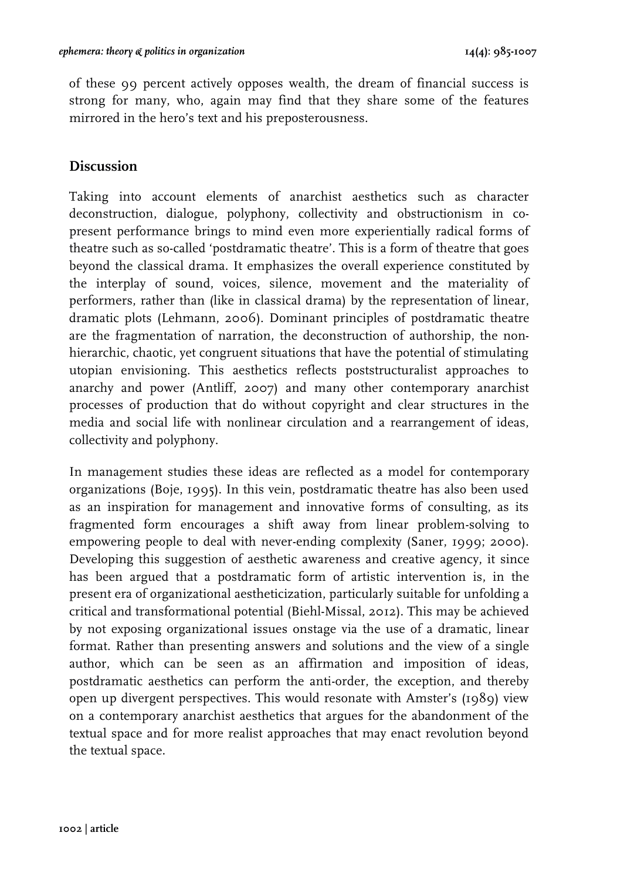of these 99 percent actively opposes wealth, the dream of financial success is strong for many, who, again may find that they share some of the features mirrored in the hero's text and his preposterousness.

## Discussion

Taking into account elements of anarchist aesthetics such as character deconstruction, dialogue, polyphony, collectivity and obstructionism in co-present performance brings to mind even more experientially radical forms of theatre such as so-called 'postdramatic theatre'. This is a form of theatre that goes beyond the classical drama. It emphasizes the overall experience constituted by the interplay of sound, voices, silence, movement and the materiality of performers, rather than (like in classical drama) by the representation of linear, dramatic plots (Lehmann, 2006). Dominant principles of postdramatic theatre are the fragmentation of narration, the deconstruction of authorship, the non-hierarchic, chaotic, yet congruent situations that have the potential of stimulating utopian envisioning. This aesthetics reflects poststructuralist approaches to anarchy and power (Antliff, 2007) and many other contemporary anarchist processes of production that do without copyright and clear structures in the media and social life with nonlinear circulation and a rearrangement of ideas, collectivity and polyphony.

In management studies these ideas are reflected as a model for contemporary organizations (Boje, 1995). In this vein, postdramatic theatre has also been used as an inspiration for management and innovative forms of consulting, as its fragmented form encourages a shift away from linear problem-solving to empowering people to deal with never-ending complexity (Saner, 1999; 2000). Developing this suggestion of aesthetic awareness and creative agency, it since has been argued that a postdramatic form of artistic intervention is, in the present era of organizational aestheticization, particularly suitable for unfolding a critical and transformational potential (Biehl-Missal, 2012). This may be achieved by not exposing organizational issues onstage via the use of a dramatic, linear format. Rather than presenting answers and solutions and the view of a single author, which can be seen as an affirmation and imposition of ideas, postdramatic aesthetics can perform the anti-order, the exception, and thereby open up divergent perspectives. This would resonate with Amster's (1989) view on a contemporary anarchist aesthetics that argues for the abandonment of the textual space and for more realist approaches that may enact revolution beyond the textual space.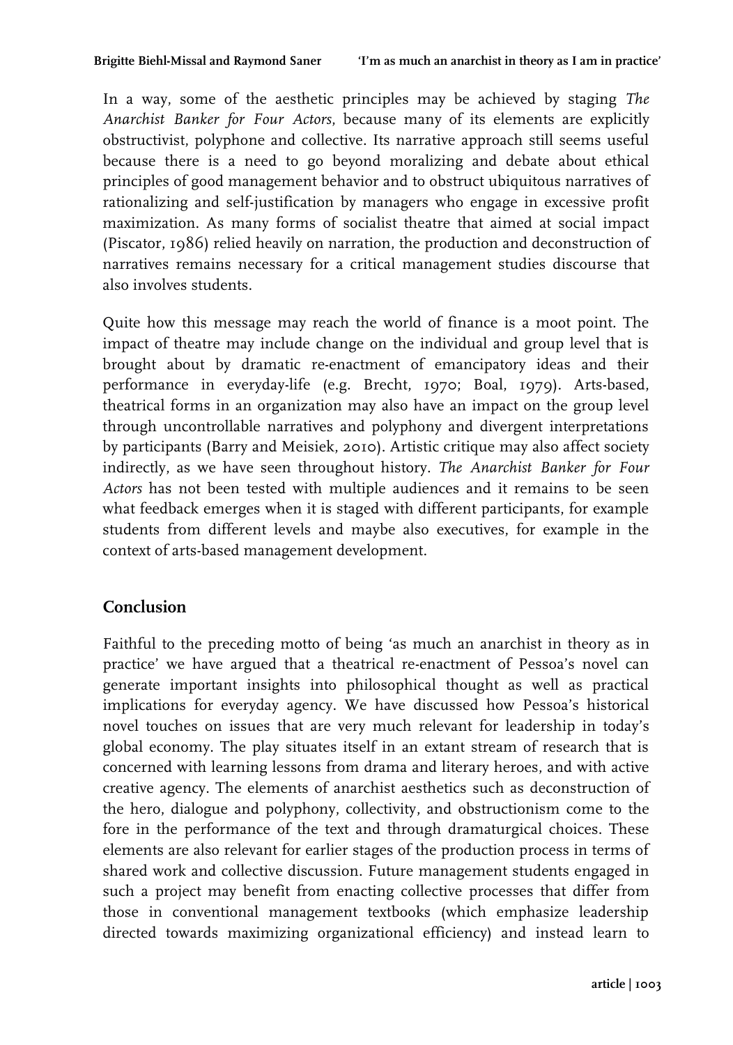In a way, some of the aesthetic principles may be achieved by staging *The Anarchist Banker for Four Actors*, because many of its elements are explicitly obstructivist, polyphone and collective. Its narrative approach still seems useful because there is a need to go beyond moralizing and debate about ethical principles of good management behavior and to obstruct ubiquitous narratives of rationalizing and self-justification by managers who engage in excessive profit maximization. As many forms of socialist theatre that aimed at social impact (Piscator, 1986) relied heavily on narration, the production and deconstruction of narratives remains necessary for a critical management studies discourse that also involves students.

Quite how this message may reach the world of finance is a moot point. The impact of theatre may include change on the individual and group level that is brought about by dramatic re-enactment of emancipatory ideas and their performance in everyday-life (e.g. Brecht, 1970; Boal, 1979). Arts-based, theatrical forms in an organization may also have an impact on the group level through uncontrollable narratives and polyphony and divergent interpretations by participants (Barry and Meisiek, 2010). Artistic critique may also affect society indirectly, as we have seen throughout history. *The Anarchist Banker for Four Actors* has not been tested with multiple audiences and it remains to be seen what feedback emerges when it is staged with different participants, for example students from different levels and maybe also executives, for example in the context of arts-based management development.

## Conclusion

Faithful to the preceding motto of being 'as much an anarchist in theory as in practice' we have argued that a theatrical re-enactment of Pessoa's novel can generate important insights into philosophical thought as well as practical implications for everyday agency. We have discussed how Pessoa's historical novel touches on issues that are very much relevant for leadership in today's global economy. The play situates itself in an extant stream of research that is concerned with learning lessons from drama and literary heroes, and with active creative agency. The elements of anarchist aesthetics such as deconstruction of the hero, dialogue and polyphony, collectivity, and obstructionism come to the fore in the performance of the text and through dramaturgical choices. These elements are also relevant for earlier stages of the production process in terms of shared work and collective discussion. Future management students engaged in such a project may benefit from enacting collective processes that differ from those in conventional management textbooks (which emphasize leadership directed towards maximizing organizational efficiency) and instead learn to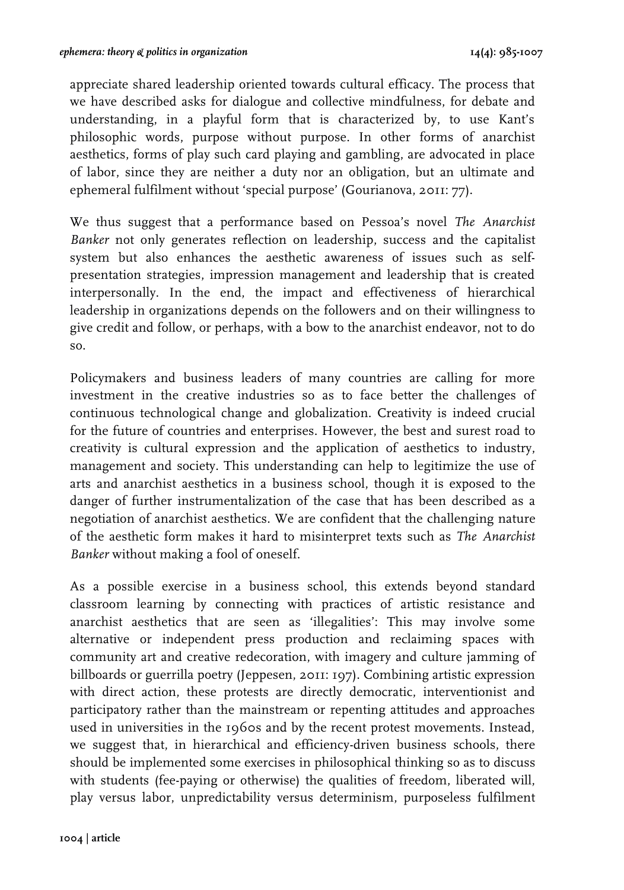appreciate shared leadership oriented towards cultural efficacy. The process that we have described asks for dialogue and collective mindfulness, for debate and understanding, in a playful form that is characterized by, to use Kant's philosophic words, purpose without purpose. In other forms of anarchist aesthetics, forms of play such card playing and gambling, are advocated in place of labor, since they are neither a duty nor an obligation, but an ultimate and ephemeral fulfilment without 'special purpose' (Gourianova, 2011: 77).

We thus suggest that a performance based on Pessoa's novel *The Anarchist Banker* not only generates reflection on leadership, success and the capitalist system but also enhances the aesthetic awareness of issues such as self-presentation strategies, impression management and leadership that is created interpersonally. In the end, the impact and effectiveness of hierarchical leadership in organizations depends on the followers and on their willingness to give credit and follow, or perhaps, with a bow to the anarchist endeavor, not to do so.

Policymakers and business leaders of many countries are calling for more investment in the creative industries so as to face better the challenges of continuous technological change and globalization. Creativity is indeed crucial for the future of countries and enterprises. However, the best and surest road to creativity is cultural expression and the application of aesthetics to industry, management and society. This understanding can help to legitimize the use of arts and anarchist aesthetics in a business school, though it is exposed to the danger of further instrumentalization of the case that has been described as a negotiation of anarchist aesthetics. We are confident that the challenging nature of the aesthetic form makes it hard to misinterpret texts such as *The Anarchist Banker* without making a fool of oneself.

As a possible exercise in a business school, this extends beyond standard classroom learning by connecting with practices of artistic resistance and anarchist aesthetics that are seen as 'illegalities': This may involve some alternative or independent press production and reclaiming spaces with community art and creative redecoration, with imagery and culture jamming of billboards or guerrilla poetry (Jeppesen, 2011: 197). Combining artistic expression with direct action, these protests are directly democratic, interventionist and participatory rather than the mainstream or repenting attitudes and approaches used in universities in the 1960s and by the recent protest movements. Instead, we suggest that, in hierarchical and efficiency-driven business schools, there should be implemented some exercises in philosophical thinking so as to discuss with students (fee-paying or otherwise) the qualities of freedom, liberated will, play versus labor, unpredictability versus determinism, purposeless fulfilment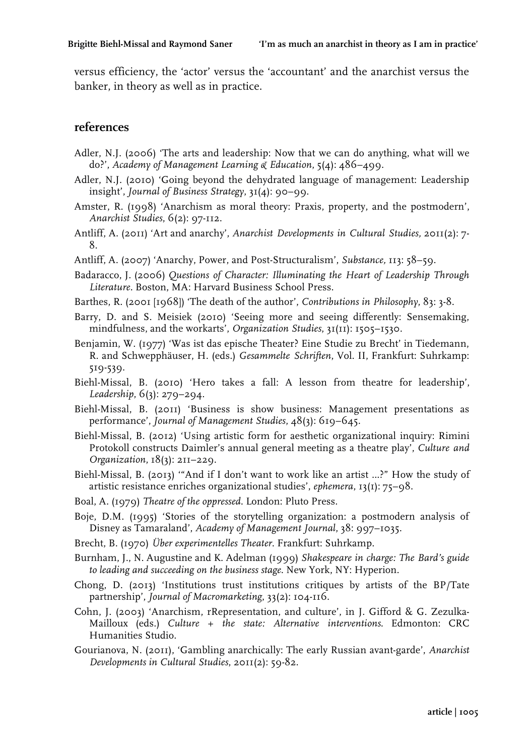versus efficiency, the 'actor' versus the 'accountant' and the anarchist versus the banker, in theory as well as in practice.

## references

Adler, N.J. (2006) 'The arts and leadership: Now that we can do anything, what will we do?', *Academy of Management Learning & Education*, 5(4): 486–499.

Adler, N.J. (2010) 'Going beyond the dehydrated language of management: Leadership insight', *Journal of Business Strategy*, 31(4): 90–99.

Amster, R. (1998) 'Anarchism as moral theory: Praxis, property, and the postmodern', *Anarchist Studies*, 6(2): 97-112.

Antliff, A. (2011) 'Art and anarchy', *Anarchist Developments in Cultural Studies*, 2011(2): 7-8.

Antliff, A. (2007) 'Anarchy, Power, and Post-Structuralism', *Substance*, 113: 58–59.

Badaracco, J. (2006) *Questions of Character: Illuminating the Heart of Leadership Through Literature*. Boston, MA: Harvard Business School Press.

Barthes, R. (2001 [1968]) 'The death of the author', *Contributions in Philosophy*, 83: 3-8.

Barry, D. and S. Meisiek (2010) 'Seeing more and seeing differently: Sensemaking, mindfulness, and the workarts', *Organization Studies*, 31(11): 1505–1530.

Benjamin, W. (1977) 'Was ist das epische Theater? Eine Studie zu Brecht' in Tiedemann, R. and Schwepphäuser, H. (eds.) *Gesammelte Schriften*, Vol. II, Frankfurt: Suhrkamp: 519-539.

Biehl-Missal, B. (2010) 'Hero takes a fall: A lesson from theatre for leadership', *Leadership*, 6(3): 279–294.

Biehl-Missal, B. (2011) 'Business is show business: Management presentations as performance', *Journal of Management Studies*, 48(3): 619–645.

Biehl-Missal, B. (2012) 'Using artistic form for aesthetic organizational inquiry: Rimini Protokoll constructs Daimler's annual general meeting as a theatre play', *Culture and Organization*, 18(3): 211–229.

Biehl-Missal, B. (2013) '"And if I don't want to work like an artist ...?" How the study of artistic resistance enriches organizational studies', *ephemera*, 13(1): 75–98.

Boal, A. (1979) *Theatre of the oppressed*. London: Pluto Press.

Boje, D.M. (1995) 'Stories of the storytelling organization: a postmodern analysis of Disney as Tamaraland', *Academy of Management Journal*, 38: 997–1035.

Brecht, B. (1970) *Über experimentelles Theater*. Frankfurt: Suhrkamp.

Burnham, J., N. Augustine and K. Adelman (1999) *Shakespeare in charge: The Bard's guide to leading and succeeding on the business stage*. New York, NY: Hyperion.

Chong, D. (2013) 'Institutions trust institutions critiques by artists of the BP/Tate partnership', *Journal of Macromarketing*, 33(2): 104-116.

Cohn, J. (2003) 'Anarchism, rRepresentation, and culture', in J. Gifford & G. Zezulka-Mailloux (eds.) *Culture + the state: Alternative interventions*. Edmonton: CRC Humanities Studio.

Gourianova, N. (2011), 'Gambling anarchically: The early Russian avant-garde', *Anarchist Developments in Cultural Studies*, 2011(2): 59-82.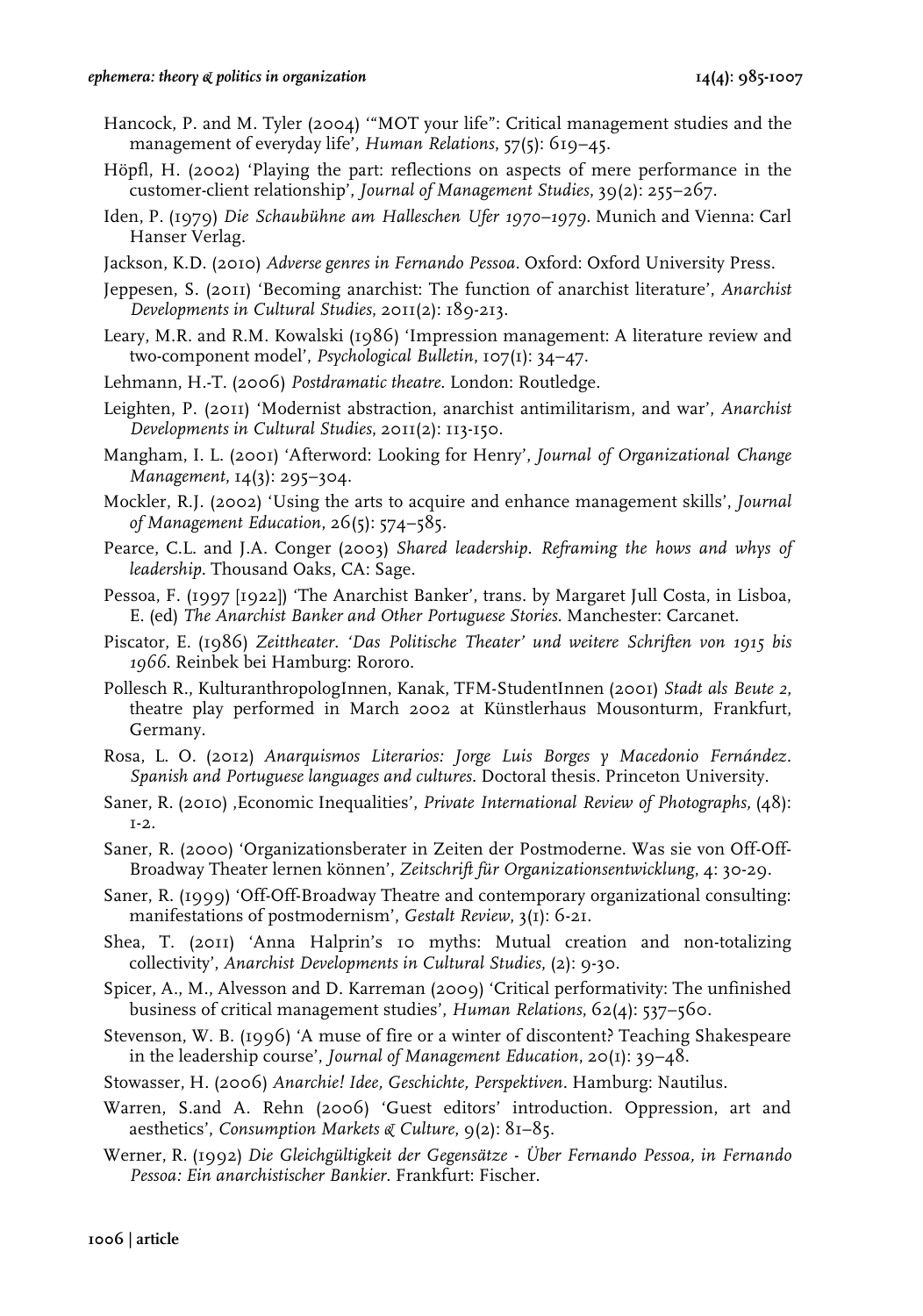Hancock, P. and M. Tyler (2004) '"MOT your life": Critical management studies and the management of everyday life', *Human Relations*, 57(5): 619–45.

Höpfl, H. (2002) 'Playing the part: reflections on aspects of mere performance in the customer-client relationship', *Journal of Management Studies*, 39(2): 255–267.

Iden, P. (1979) *Die Schaubühne am Halleschen Ufer 1970–1979*. Munich and Vienna: Carl Hanser Verlag.

Jackson, K.D. (2010) *Adverse genres in Fernando Pessoa*. Oxford: Oxford University Press.

Jeppesen, S. (2011) 'Becoming anarchist: The function of anarchist literature', *Anarchist Developments in Cultural Studies*, 2011(2): 189-213.

Leary, M.R. and R.M. Kowalski (1986) 'Impression management: A literature review and two-component model', *Psychological Bulletin*, 107(1): 34–47.

Lehmann, H.-T. (2006) *Postdramatic theatre*. London: Routledge.

Leighten, P. (2011) 'Modernist abstraction, anarchist antimilitarism, and war', *Anarchist Developments in Cultural Studies*, 2011(2): 113-150.

Mangham, I. L. (2001) 'Afterword: Looking for Henry', *Journal of Organizational Change Management*, 14(3): 295–304.

Mockler, R.J. (2002) 'Using the arts to acquire and enhance management skills', *Journal of Management Education*, 26(5): 574–585.

Pearce, C.L. and J.A. Conger (2003) *Shared leadership. Reframing the hows and whys of leadership*. Thousand Oaks, CA: Sage.

Pessoa, F. (1997 [1922]) 'The Anarchist Banker', trans. by Margaret Jull Costa, in Lisboa, E. (ed) *The Anarchist Banker and Other Portuguese Stories*. Manchester: Carcanet.

Piscator, E. (1986) *Zeittheater. 'Das Politische Theater' und weitere Schriften von 1915 bis 1966*. Reinbek bei Hamburg: Rororo.

Pollesch R., KulturanthropologInnen, Kanak, TFM-StudentInnen (2001) *Stadt als Beute 2*, theatre play performed in March 2002 at Künstlerhaus Mousonturm, Frankfurt, Germany.

Rosa, L. O. (2012) *Anarquismos Literarios: Jorge Luis Borges y Macedonio Fernández. Spanish and Portuguese languages and cultures*. Doctoral thesis. Princeton University.

Saner, R. (2010) ,Economic Inequalities', *Private International Review of Photographs,* (48): 1-2.

Saner, R. (2000) 'Organizationsberater in Zeiten der Postmoderne. Was sie von Off-Off-Broadway Theater lernen können', *Zeitschrift für Organizationsentwicklung*, 4: 30-29.

Saner, R. (1999) 'Off-Off-Broadway Theatre and contemporary organizational consulting: manifestations of postmodernism', *Gestalt Review*, 3(1): 6-21.

Shea, T. (2011) 'Anna Halprin's 10 myths: Mutual creation and non-totalizing collectivity', *Anarchist Developments in Cultural Studies*, (2): 9-30.

Spicer, A., M., Alvesson and D. Karreman (2009) 'Critical performativity: The unfinished business of critical management studies', *Human Relations*, 62(4): 537–560.

Stevenson, W. B. (1996) 'A muse of fire or a winter of discontent? Teaching Shakespeare in the leadership course', *Journal of Management Education*, 20(1): 39–48.

Stowasser, H. (2006) *Anarchie! Idee, Geschichte, Perspektiven*. Hamburg: Nautilus.

Warren, S.and A. Rehn (2006) 'Guest editors' introduction. Oppression, art and aesthetics', *Consumption Markets & Culture,* 9(2): 81–85.

Werner, R. (1992) *Die Gleichgültigkeit der Gegensätze - Über Fernando Pessoa, in Fernando Pessoa: Ein anarchistischer Bankier*. Frankfurt: Fischer.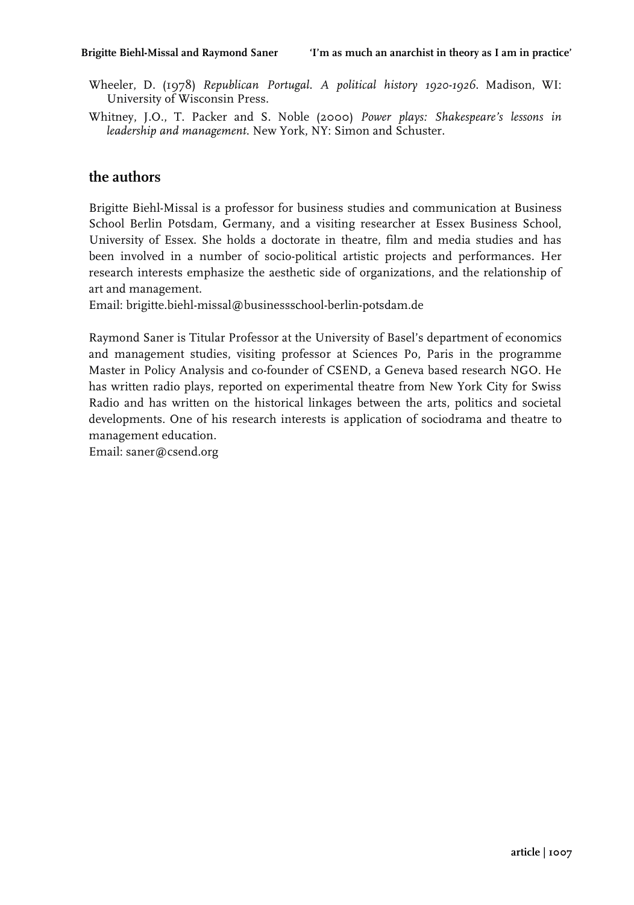Wheeler, D. (1978) *Republican Portugal. A political history 1920-1926*. Madison, WI: University of Wisconsin Press.

Whitney, J.O., T. Packer and S. Noble (2000) *Power plays: Shakespeare's lessons in leadership and management*. New York, NY: Simon and Schuster.

## the authors

Brigitte Biehl-Missal is a professor for business studies and communication at Business School Berlin Potsdam, Germany, and a visiting researcher at Essex Business School, University of Essex. She holds a doctorate in theatre, film and media studies and has been involved in a number of socio-political artistic projects and performances. Her research interests emphasize the aesthetic side of organizations, and the relationship of art and management.
Email: brigitte.biehl-missal@businessschool-berlin-potsdam.de

Raymond Saner is Titular Professor at the University of Basel's department of economics and management studies, visiting professor at Sciences Po, Paris in the programme Master in Policy Analysis and co-founder of CSEND, a Geneva based research NGO. He has written radio plays, reported on experimental theatre from New York City for Swiss Radio and has written on the historical linkages between the arts, politics and societal developments. One of his research interests is application of sociodrama and theatre to management education.
Email: saner@csend.org